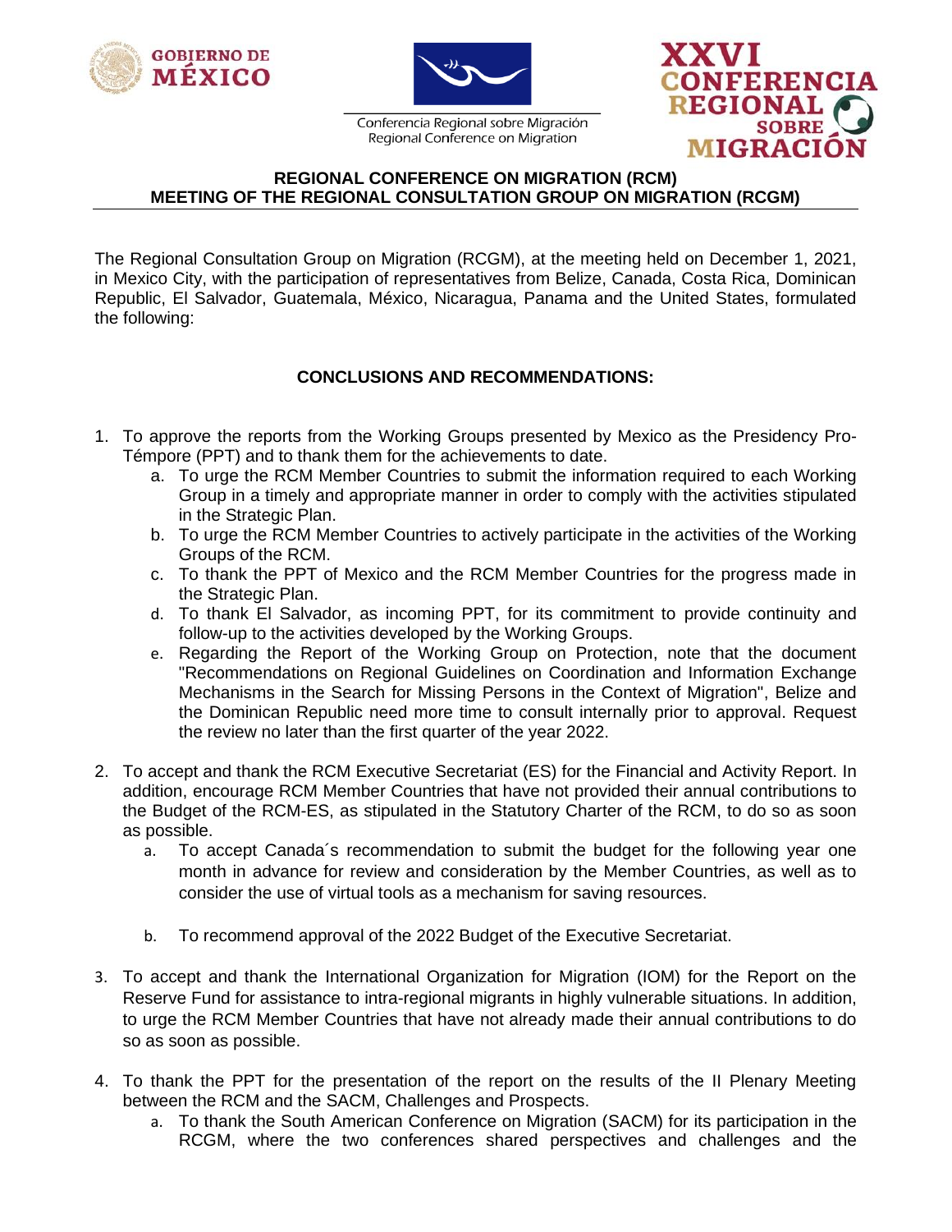GOBIERNO DE MÉXICO

Conferencia Regional sobre Migración
Regional Conference on Migration

XXVI CONFERENCIA REGIONAL SOBRE MIGRACIÓN

## REGIONAL CONFERENCE ON MIGRATION (RCM)
## MEETING OF THE REGIONAL CONSULTATION GROUP ON MIGRATION (RCGM)

The Regional Consultation Group on Migration (RCGM), at the meeting held on December 1, 2021, in Mexico City, with the participation of representatives from Belize, Canada, Costa Rica, Dominican Republic, El Salvador, Guatemala, México, Nicaragua, Panama and the United States, formulated the following:

### CONCLUSIONS AND RECOMMENDATIONS:

1. To approve the reports from the Working Groups presented by Mexico as the Presidency Pro-Témpore (PPT) and to thank them for the achievements to date.
   a. To urge the RCM Member Countries to submit the information required to each Working Group in a timely and appropriate manner in order to comply with the activities stipulated in the Strategic Plan.
   b. To urge the RCM Member Countries to actively participate in the activities of the Working Groups of the RCM.
   c. To thank the PPT of Mexico and the RCM Member Countries for the progress made in the Strategic Plan.
   d. To thank El Salvador, as incoming PPT, for its commitment to provide continuity and follow-up to the activities developed by the Working Groups.
   e. Regarding the Report of the Working Group on Protection, note that the document "Recommendations on Regional Guidelines on Coordination and Information Exchange Mechanisms in the Search for Missing Persons in the Context of Migration", Belize and the Dominican Republic need more time to consult internally prior to approval. Request the review no later than the first quarter of the year 2022.

2. To accept and thank the RCM Executive Secretariat (ES) for the Financial and Activity Report. In addition, encourage RCM Member Countries that have not provided their annual contributions to the Budget of the RCM-ES, as stipulated in the Statutory Charter of the RCM, to do so as soon as possible.
   a. To accept Canada´s recommendation to submit the budget for the following year one month in advance for review and consideration by the Member Countries, as well as to consider the use of virtual tools as a mechanism for saving resources.
   b. To recommend approval of the 2022 Budget of the Executive Secretariat.

3. To accept and thank the International Organization for Migration (IOM) for the Report on the Reserve Fund for assistance to intra-regional migrants in highly vulnerable situations. In addition, to urge the RCM Member Countries that have not already made their annual contributions to do so as soon as possible.

4. To thank the PPT for the presentation of the report on the results of the II Plenary Meeting between the RCM and the SACM, Challenges and Prospects.
   a. To thank the South American Conference on Migration (SACM) for its participation in the RCGM, where the two conferences shared perspectives and challenges and the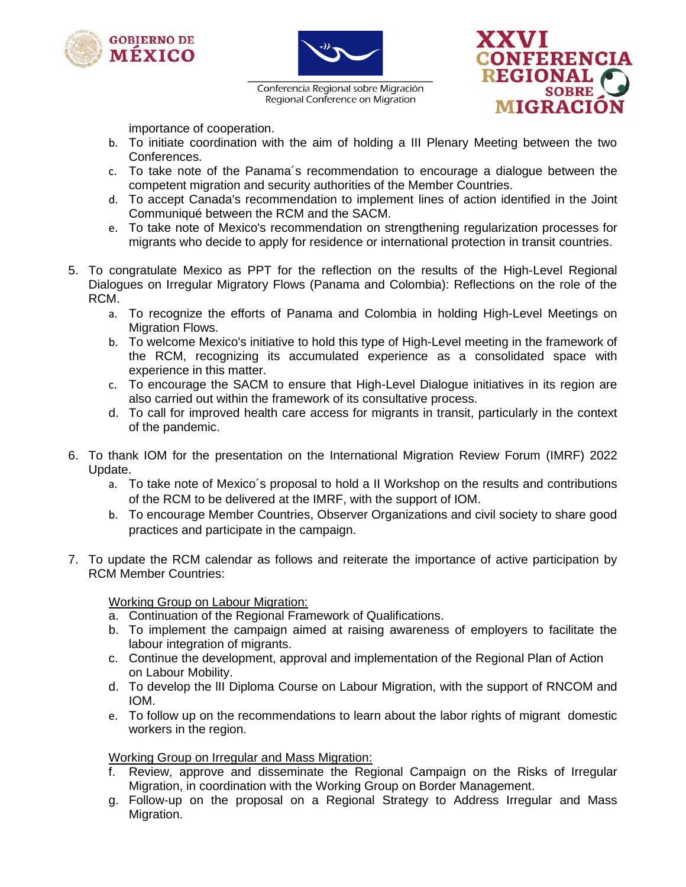importance of cooperation.

b. To initiate coordination with the aim of holding a III Plenary Meeting between the two Conferences.
c. To take note of the Panama´s recommendation to encourage a dialogue between the competent migration and security authorities of the Member Countries.
d. To accept Canada's recommendation to implement lines of action identified in the Joint Communiqué between the RCM and the SACM.
e. To take note of Mexico's recommendation on strengthening regularization processes for migrants who decide to apply for residence or international protection in transit countries.

5. To congratulate Mexico as PPT for the reflection on the results of the High-Level Regional Dialogues on Irregular Migratory Flows (Panama and Colombia): Reflections on the role of the RCM.
   a. To recognize the efforts of Panama and Colombia in holding High-Level Meetings on Migration Flows.
   b. To welcome Mexico's initiative to hold this type of High-Level meeting in the framework of the RCM, recognizing its accumulated experience as a consolidated space with experience in this matter.
   c. To encourage the SACM to ensure that High-Level Dialogue initiatives in its region are also carried out within the framework of its consultative process.
   d. To call for improved health care access for migrants in transit, particularly in the context of the pandemic.

6. To thank IOM for the presentation on the International Migration Review Forum (IMRF) 2022 Update.
   a. To take note of Mexico´s proposal to hold a II Workshop on the results and contributions of the RCM to be delivered at the IMRF, with the support of IOM.
   b. To encourage Member Countries, Observer Organizations and civil society to share good practices and participate in the campaign.

7. To update the RCM calendar as follows and reiterate the importance of active participation by RCM Member Countries:

   Working Group on Labour Migration:

   a. Continuation of the Regional Framework of Qualifications.
   b. To implement the campaign aimed at raising awareness of employers to facilitate the labour integration of migrants.
   c. Continue the development, approval and implementation of the Regional Plan of Action on Labour Mobility.
   d. To develop the III Diploma Course on Labour Migration, with the support of RNCOM and IOM.
   e. To follow up on the recommendations to learn about the labor rights of migrant domestic workers in the region.

   Working Group on Irregular and Mass Migration:

   f. Review, approve and disseminate the Regional Campaign on the Risks of Irregular Migration, in coordination with the Working Group on Border Management.
   g. Follow-up on the proposal on a Regional Strategy to Address Irregular and Mass Migration.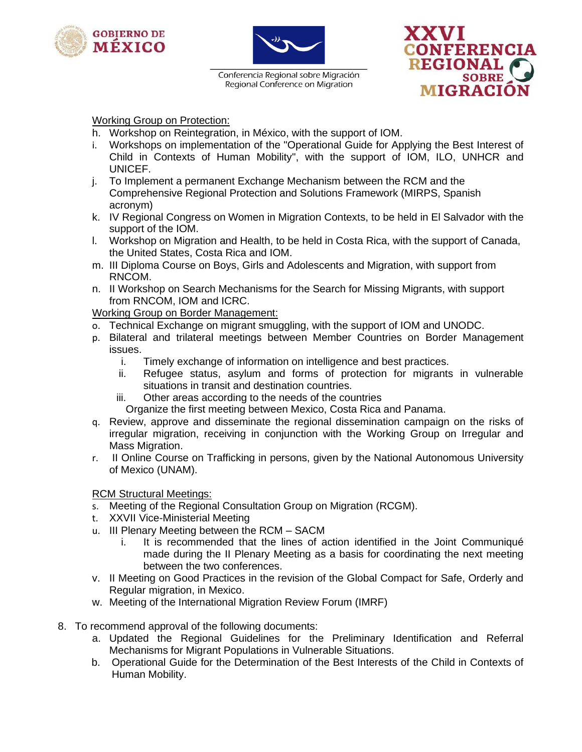Working Group on Protection:

h. Workshop on Reintegration, in México, with the support of IOM.
i. Workshops on implementation of the "Operational Guide for Applying the Best Interest of Child in Contexts of Human Mobility", with the support of IOM, ILO, UNHCR and UNICEF.
j. To Implement a permanent Exchange Mechanism between the RCM and the Comprehensive Regional Protection and Solutions Framework (MIRPS, Spanish acronym)
k. IV Regional Congress on Women in Migration Contexts, to be held in El Salvador with the support of the IOM.
l. Workshop on Migration and Health, to be held in Costa Rica, with the support of Canada, the United States, Costa Rica and IOM.
m. III Diploma Course on Boys, Girls and Adolescents and Migration, with support from RNCOM.
n. II Workshop on Search Mechanisms for the Search for Missing Migrants, with support from RNCOM, IOM and ICRC.

Working Group on Border Management:

o. Technical Exchange on migrant smuggling, with the support of IOM and UNODC.
p. Bilateral and trilateral meetings between Member Countries on Border Management issues.
   i. Timely exchange of information on intelligence and best practices.
   ii. Refugee status, asylum and forms of protection for migrants in vulnerable situations in transit and destination countries.
   iii. Other areas according to the needs of the countries

   Organize the first meeting between Mexico, Costa Rica and Panama.
q. Review, approve and disseminate the regional dissemination campaign on the risks of irregular migration, receiving in conjunction with the Working Group on Irregular and Mass Migration.
r. II Online Course on Trafficking in persons, given by the National Autonomous University of Mexico (UNAM).

RCM Structural Meetings:

s. Meeting of the Regional Consultation Group on Migration (RCGM).
t. XXVII Vice-Ministerial Meeting
u. III Plenary Meeting between the RCM – SACM
   i. It is recommended that the lines of action identified in the Joint Communiqué made during the II Plenary Meeting as a basis for coordinating the next meeting between the two conferences.
v. II Meeting on Good Practices in the revision of the Global Compact for Safe, Orderly and Regular migration, in Mexico.
w. Meeting of the International Migration Review Forum (IMRF)

8. To recommend approval of the following documents:
   a. Updated the Regional Guidelines for the Preliminary Identification and Referral Mechanisms for Migrant Populations in Vulnerable Situations.
   b. Operational Guide for the Determination of the Best Interests of the Child in Contexts of Human Mobility.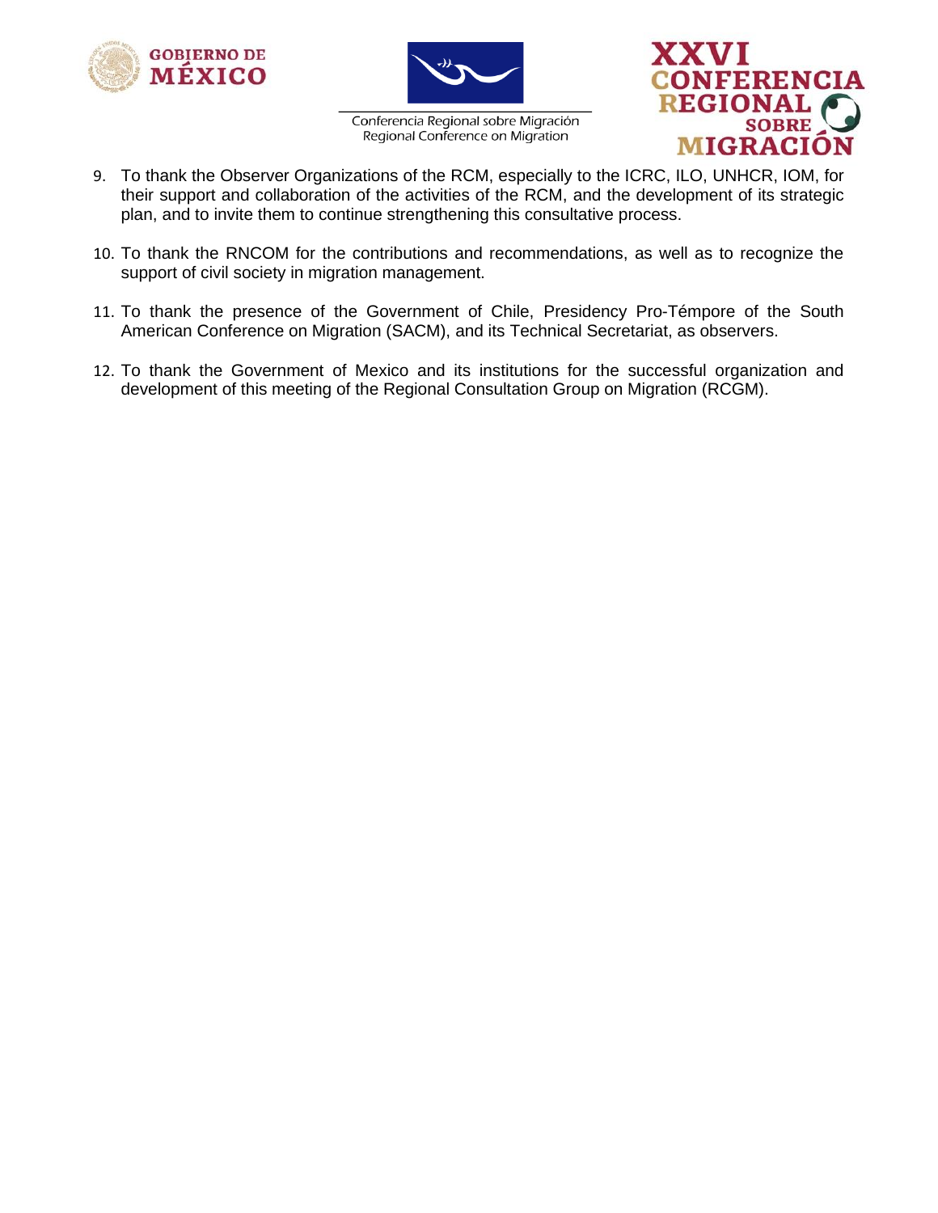9. To thank the Observer Organizations of the RCM, especially to the ICRC, ILO, UNHCR, IOM, for their support and collaboration of the activities of the RCM, and the development of its strategic plan, and to invite them to continue strengthening this consultative process.

10. To thank the RNCOM for the contributions and recommendations, as well as to recognize the support of civil society in migration management.

11. To thank the presence of the Government of Chile, Presidency Pro-Témpore of the South American Conference on Migration (SACM), and its Technical Secretariat, as observers.

12. To thank the Government of Mexico and its institutions for the successful organization and development of this meeting of the Regional Consultation Group on Migration (RCGM).